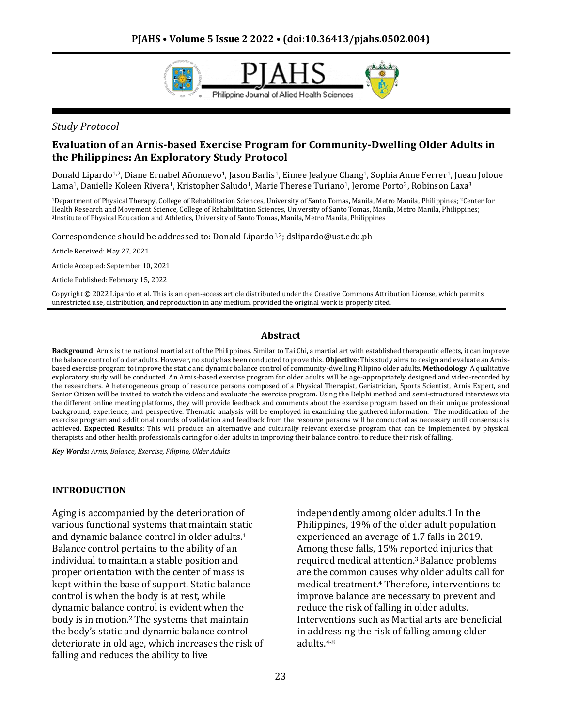*Study Protocol*

# Evaluation of an Arnis-based Exercise Program for Community-Dwelling Older Adults in the Philippines: An Exploratory Study Protocol

Donald Lipardo[1,2], Diane Ernabel Añonuevo[1], Jason Barlis[1], Eimee Jealyne Chang[1], Sophia Anne Ferrer[1], Juean Joloue Lama[1], Danielle Koleen Rivera[1], Kristopher Saludo[1], Marie Therese Turiano[1], Jerome Porto[3], Robinson Laxa[3]

[1]Department of Physical Therapy, College of Rehabilitation Sciences, University of Santo Tomas, Manila, Metro Manila, Philippines; [2]Center for Health Research and Movement Science, College of Rehabilitation Sciences, University of Santo Tomas, Manila, Metro Manila, Philippines; [3]Institute of Physical Education and Athletics, University of Santo Tomas, Manila, Metro Manila, Philippines

Correspondence should be addressed to: Donald Lipardo[1,2]; dslipardo@ust.edu.ph

Article Received: May 27, 2021

Article Accepted: September 10, 2021

Article Published: February 15, 2022

Copyright © 2022 Lipardo et al. This is an open-access article distributed under the Creative Commons Attribution License, which permits unrestricted use, distribution, and reproduction in any medium, provided the original work is properly cited.

## Abstract

**Background**: Arnis is the national martial art of the Philippines. Similar to Tai Chi, a martial art with established therapeutic effects, it can improve the balance control of older adults. However, no study has been conducted to prove this. **Objective**: This study aims to design and evaluate an Arnis-based exercise program to improve the static and dynamic balance control of community-dwelling Filipino older adults. **Methodology**: A qualitative exploratory study will be conducted. An Arnis-based exercise program for older adults will be age-appropriately designed and video-recorded by the researchers. A heterogeneous group of resource persons composed of a Physical Therapist, Geriatrician, Sports Scientist, Arnis Expert, and Senior Citizen will be invited to watch the videos and evaluate the exercise program. Using the Delphi method and semi-structured interviews via the different online meeting platforms, they will provide feedback and comments about the exercise program based on their unique professional background, experience, and perspective. Thematic analysis will be employed in examining the gathered information. The modification of the exercise program and additional rounds of validation and feedback from the resource persons will be conducted as necessary until consensus is achieved. **Expected Results**: This will produce an alternative and culturally relevant exercise program that can be implemented by physical therapists and other health professionals caring for older adults in improving their balance control to reduce their risk of falling.

***Key Words:*** *Arnis, Balance, Exercise, Filipino, Older Adults*

## INTRODUCTION

Aging is accompanied by the deterioration of various functional systems that maintain static and dynamic balance control in older adults.[1] Balance control pertains to the ability of an individual to maintain a stable position and proper orientation with the center of mass is kept within the base of support. Static balance control is when the body is at rest, while dynamic balance control is evident when the body is in motion.[2] The systems that maintain the body's static and dynamic balance control deteriorate in old age, which increases the risk of falling and reduces the ability to live independently among older adults.1 In the Philippines, 19% of the older adult population experienced an average of 1.7 falls in 2019. Among these falls, 15% reported injuries that required medical attention.[3] Balance problems are the common causes why older adults call for medical treatment.[4] Therefore, interventions to improve balance are necessary to prevent and reduce the risk of falling in older adults. Interventions such as Martial arts are beneficial in addressing the risk of falling among older adults.[4-8]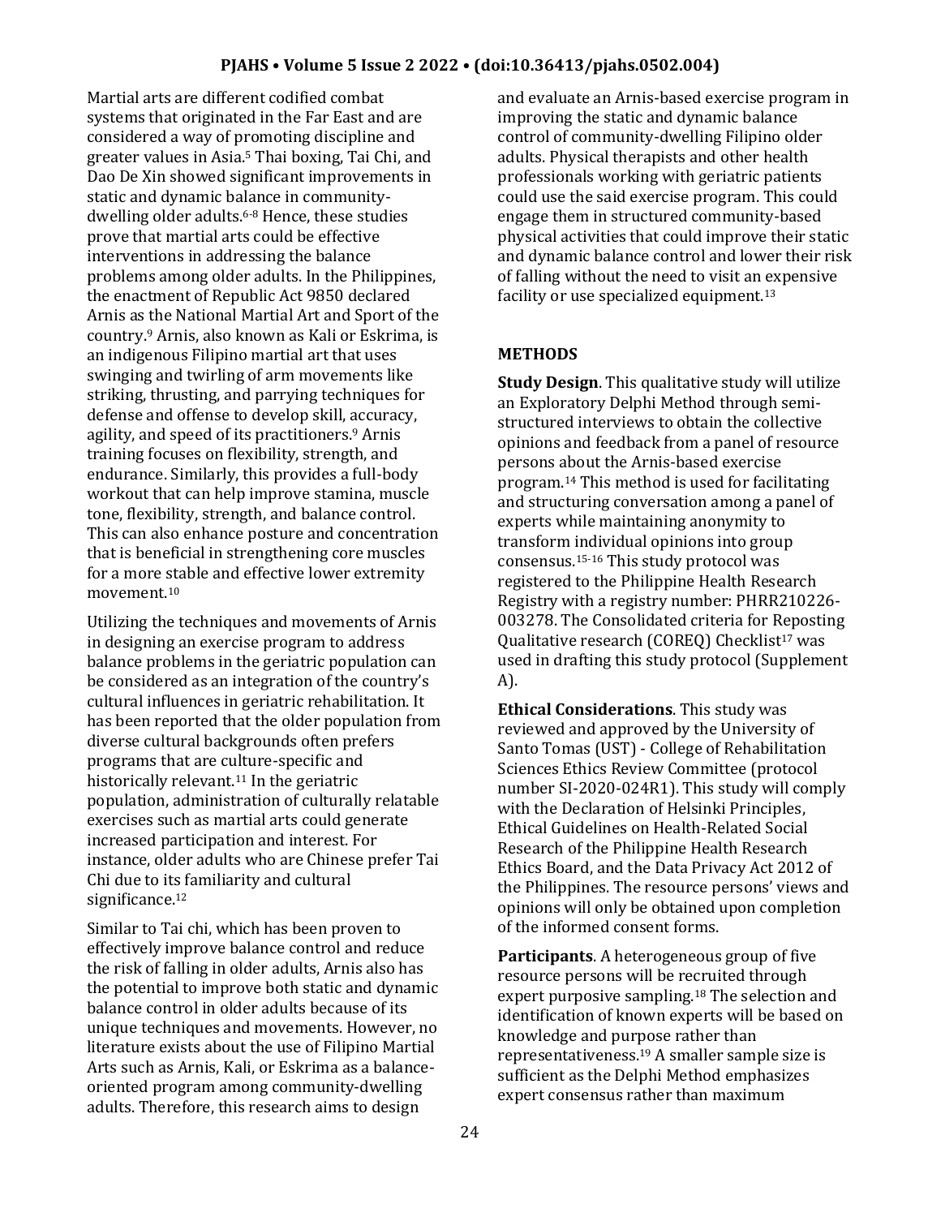Martial arts are different codified combat systems that originated in the Far East and are considered a way of promoting discipline and greater values in Asia.[5] Thai boxing, Tai Chi, and Dao De Xin showed significant improvements in static and dynamic balance in community-dwelling older adults.[6-8] Hence, these studies prove that martial arts could be effective interventions in addressing the balance problems among older adults. In the Philippines, the enactment of Republic Act 9850 declared Arnis as the National Martial Art and Sport of the country.[9] Arnis, also known as Kali or Eskrima, is an indigenous Filipino martial art that uses swinging and twirling of arm movements like striking, thrusting, and parrying techniques for defense and offense to develop skill, accuracy, agility, and speed of its practitioners.[9] Arnis training focuses on flexibility, strength, and endurance. Similarly, this provides a full-body workout that can help improve stamina, muscle tone, flexibility, strength, and balance control. This can also enhance posture and concentration that is beneficial in strengthening core muscles for a more stable and effective lower extremity movement.[10]

Utilizing the techniques and movements of Arnis in designing an exercise program to address balance problems in the geriatric population can be considered as an integration of the country's cultural influences in geriatric rehabilitation. It has been reported that the older population from diverse cultural backgrounds often prefers programs that are culture-specific and historically relevant.[11] In the geriatric population, administration of culturally relatable exercises such as martial arts could generate increased participation and interest. For instance, older adults who are Chinese prefer Tai Chi due to its familiarity and cultural significance.[12]

Similar to Tai chi, which has been proven to effectively improve balance control and reduce the risk of falling in older adults, Arnis also has the potential to improve both static and dynamic balance control in older adults because of its unique techniques and movements. However, no literature exists about the use of Filipino Martial Arts such as Arnis, Kali, or Eskrima as a balance-oriented program among community-dwelling adults. Therefore, this research aims to design and evaluate an Arnis-based exercise program in improving the static and dynamic balance control of community-dwelling Filipino older adults. Physical therapists and other health professionals working with geriatric patients could use the said exercise program. This could engage them in structured community-based physical activities that could improve their static and dynamic balance control and lower their risk of falling without the need to visit an expensive facility or use specialized equipment.[13]

## METHODS

**Study Design**. This qualitative study will utilize an Exploratory Delphi Method through semi-structured interviews to obtain the collective opinions and feedback from a panel of resource persons about the Arnis-based exercise program.[14] This method is used for facilitating and structuring conversation among a panel of experts while maintaining anonymity to transform individual opinions into group consensus.[15-16] This study protocol was registered to the Philippine Health Research Registry with a registry number: PHRR210226-003278. The Consolidated criteria for Reposting Qualitative research (COREQ) Checklist[17] was used in drafting this study protocol (Supplement A).

**Ethical Considerations**. This study was reviewed and approved by the University of Santo Tomas (UST) - College of Rehabilitation Sciences Ethics Review Committee (protocol number SI-2020-024R1). This study will comply with the Declaration of Helsinki Principles, Ethical Guidelines on Health-Related Social Research of the Philippine Health Research Ethics Board, and the Data Privacy Act 2012 of the Philippines. The resource persons' views and opinions will only be obtained upon completion of the informed consent forms.

**Participants**. A heterogeneous group of five resource persons will be recruited through expert purposive sampling.[18] The selection and identification of known experts will be based on knowledge and purpose rather than representativeness.[19] A smaller sample size is sufficient as the Delphi Method emphasizes expert consensus rather than maximum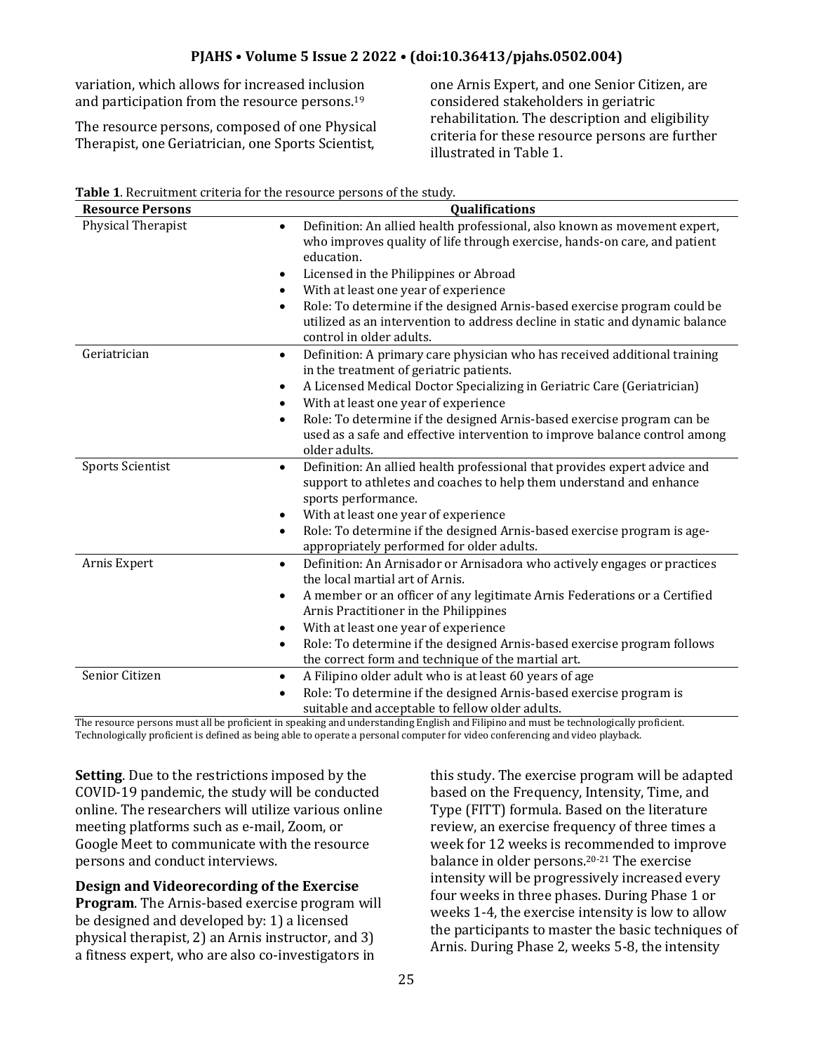variation, which allows for increased inclusion and participation from the resource persons.[19]

The resource persons, composed of one Physical Therapist, one Geriatrician, one Sports Scientist, one Arnis Expert, and one Senior Citizen, are considered stakeholders in geriatric rehabilitation. The description and eligibility criteria for these resource persons are further illustrated in Table 1.

**Table 1**. Recruitment criteria for the resource persons of the study.

| Resource Persons | Qualifications |
|---|---|
| Physical Therapist | • Definition: An allied health professional, also known as movement expert, who improves quality of life through exercise, hands-on care, and patient education.<br>• Licensed in the Philippines or Abroad<br>• With at least one year of experience<br>• Role: To determine if the designed Arnis-based exercise program could be utilized as an intervention to address decline in static and dynamic balance control in older adults. |
| Geriatrician | • Definition: A primary care physician who has received additional training in the treatment of geriatric patients.<br>• A Licensed Medical Doctor Specializing in Geriatric Care (Geriatrician)<br>• With at least one year of experience<br>• Role: To determine if the designed Arnis-based exercise program can be used as a safe and effective intervention to improve balance control among older adults. |
| Sports Scientist | • Definition: An allied health professional that provides expert advice and support to athletes and coaches to help them understand and enhance sports performance.<br>• With at least one year of experience<br>• Role: To determine if the designed Arnis-based exercise program is age-appropriately performed for older adults. |
| Arnis Expert | • Definition: An Arnisador or Arnisadora who actively engages or practices the local martial art of Arnis.<br>• A member or an officer of any legitimate Arnis Federations or a Certified Arnis Practitioner in the Philippines<br>• With at least one year of experience<br>• Role: To determine if the designed Arnis-based exercise program follows the correct form and technique of the martial art. |
| Senior Citizen | • A Filipino older adult who is at least 60 years of age<br>• Role: To determine if the designed Arnis-based exercise program is suitable and acceptable to fellow older adults. |

The resource persons must all be proficient in speaking and understanding English and Filipino and must be technologically proficient. Technologically proficient is defined as being able to operate a personal computer for video conferencing and video playback.

**Setting**. Due to the restrictions imposed by the COVID-19 pandemic, the study will be conducted online. The researchers will utilize various online meeting platforms such as e-mail, Zoom, or Google Meet to communicate with the resource persons and conduct interviews.

**Design and Videorecording of the Exercise Program**. The Arnis-based exercise program will be designed and developed by: 1) a licensed physical therapist, 2) an Arnis instructor, and 3) a fitness expert, who are also co-investigators in this study. The exercise program will be adapted based on the Frequency, Intensity, Time, and Type (FITT) formula. Based on the literature review, an exercise frequency of three times a week for 12 weeks is recommended to improve balance in older persons.[20-21] The exercise intensity will be progressively increased every four weeks in three phases. During Phase 1 or weeks 1-4, the exercise intensity is low to allow the participants to master the basic techniques of Arnis. During Phase 2, weeks 5-8, the intensity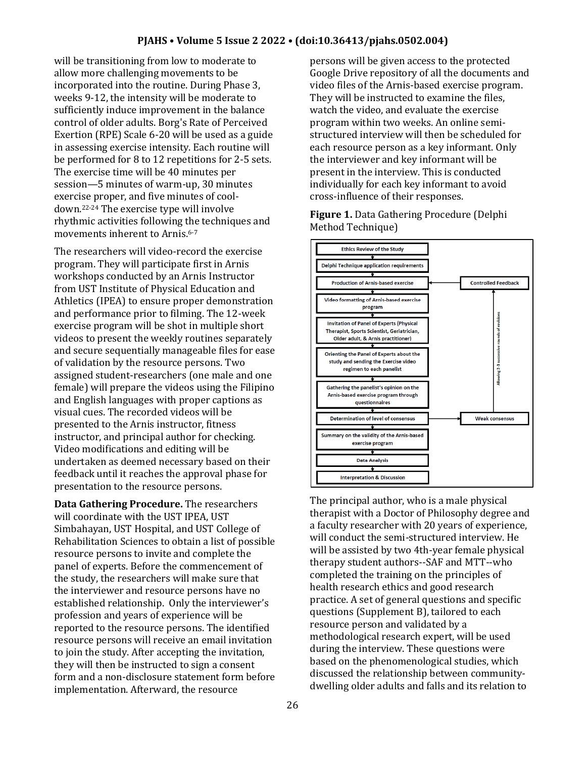will be transitioning from low to moderate to allow more challenging movements to be incorporated into the routine. During Phase 3, weeks 9-12, the intensity will be moderate to sufficiently induce improvement in the balance control of older adults. Borg's Rate of Perceived Exertion (RPE) Scale 6-20 will be used as a guide in assessing exercise intensity. Each routine will be performed for 8 to 12 repetitions for 2-5 sets. The exercise time will be 40 minutes per session—5 minutes of warm-up, 30 minutes exercise proper, and five minutes of cool-down.[22-24] The exercise type will involve rhythmic activities following the techniques and movements inherent to Arnis.[6-7]

The researchers will video-record the exercise program. They will participate first in Arnis workshops conducted by an Arnis Instructor from UST Institute of Physical Education and Athletics (IPEA) to ensure proper demonstration and performance prior to filming. The 12-week exercise program will be shot in multiple short videos to present the weekly routines separately and secure sequentially manageable files for ease of validation by the resource persons. Two assigned student-researchers (one male and one female) will prepare the videos using the Filipino and English languages with proper captions as visual cues. The recorded videos will be presented to the Arnis instructor, fitness instructor, and principal author for checking. Video modifications and editing will be undertaken as deemed necessary based on their feedback until it reaches the approval phase for presentation to the resource persons.

**Data Gathering Procedure.** The researchers will coordinate with the UST IPEA, UST Simbahayan, UST Hospital, and UST College of Rehabilitation Sciences to obtain a list of possible resource persons to invite and complete the panel of experts. Before the commencement of the study, the researchers will make sure that the interviewer and resource persons have no established relationship. Only the interviewer's profession and years of experience will be reported to the resource persons. The identified resource persons will receive an email invitation to join the study. After accepting the invitation, they will then be instructed to sign a consent form and a non-disclosure statement form before implementation. Afterward, the resource persons will be given access to the protected Google Drive repository of all the documents and video files of the Arnis-based exercise program. They will be instructed to examine the files, watch the video, and evaluate the exercise program within two weeks. An online semi-structured interview will then be scheduled for each resource person as a key informant. Only the interviewer and key informant will be present in the interview. This is conducted individually for each key informant to avoid cross-influence of their responses.

**Figure 1.** Data Gathering Procedure (Delphi Method Technique)

- Ethics Review of the Study
- Delphi Technique application requirements
- Production of Arnis-based exercise ← Controlled Feedback
- Video formatting of Arnis-based exercise program
- Invitation of Panel of Experts (Physical Therapist, Sports Scientist, Geriatrician, Older adult, & Arnis practitioner)
- Orienting the Panel of Experts about the study and sending the Exercise video regimen to each panelist
- Gathering the panelist's opinion on the Arnis-based exercise program through questionnaires
- Determination of level of consensus → Weak consensus → (Allowing 2-3 successive rounds of revisions) → Controlled Feedback
- Summary on the validity of the Arnis-based exercise program
- Data Analysis
- Interpretation & Discussion

The principal author, who is a male physical therapist with a Doctor of Philosophy degree and a faculty researcher with 20 years of experience, will conduct the semi-structured interview. He will be assisted by two 4th-year female physical therapy student authors--SAF and MTT--who completed the training on the principles of health research ethics and good research practice. A set of general questions and specific questions (Supplement B), tailored to each resource person and validated by a methodological research expert, will be used during the interview. These questions were based on the phenomenological studies, which discussed the relationship between community-dwelling older adults and falls and its relation to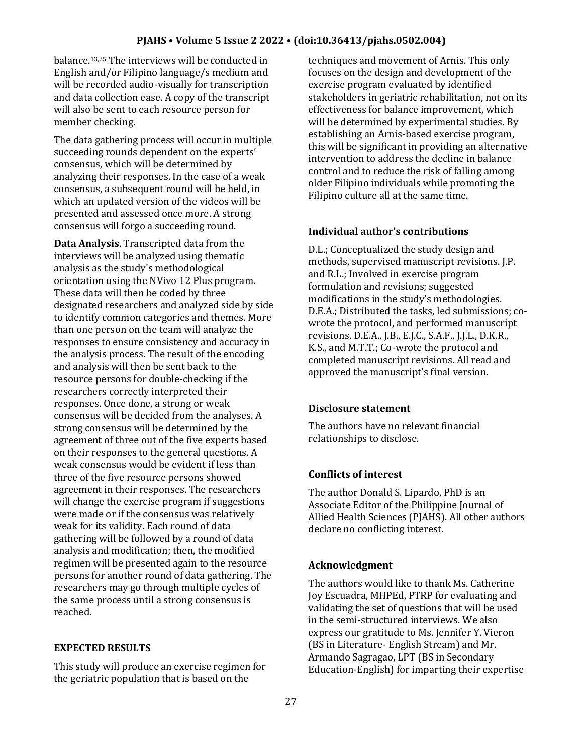balance.[13,25] The interviews will be conducted in English and/or Filipino language/s medium and will be recorded audio-visually for transcription and data collection ease. A copy of the transcript will also be sent to each resource person for member checking.

The data gathering process will occur in multiple succeeding rounds dependent on the experts' consensus, which will be determined by analyzing their responses. In the case of a weak consensus, a subsequent round will be held, in which an updated version of the videos will be presented and assessed once more. A strong consensus will forgo a succeeding round.

**Data Analysis**. Transcripted data from the interviews will be analyzed using thematic analysis as the study's methodological orientation using the NVivo 12 Plus program. These data will then be coded by three designated researchers and analyzed side by side to identify common categories and themes. More than one person on the team will analyze the responses to ensure consistency and accuracy in the analysis process. The result of the encoding and analysis will then be sent back to the resource persons for double-checking if the researchers correctly interpreted their responses. Once done, a strong or weak consensus will be decided from the analyses. A strong consensus will be determined by the agreement of three out of the five experts based on their responses to the general questions. A weak consensus would be evident if less than three of the five resource persons showed agreement in their responses. The researchers will change the exercise program if suggestions were made or if the consensus was relatively weak for its validity. Each round of data gathering will be followed by a round of data analysis and modification; then, the modified regimen will be presented again to the resource persons for another round of data gathering. The researchers may go through multiple cycles of the same process until a strong consensus is reached.

## EXPECTED RESULTS

This study will produce an exercise regimen for the geriatric population that is based on the techniques and movement of Arnis. This only focuses on the design and development of the exercise program evaluated by identified stakeholders in geriatric rehabilitation, not on its effectiveness for balance improvement, which will be determined by experimental studies. By establishing an Arnis-based exercise program, this will be significant in providing an alternative intervention to address the decline in balance control and to reduce the risk of falling among older Filipino individuals while promoting the Filipino culture all at the same time.

### Individual author's contributions

D.L.; Conceptualized the study design and methods, supervised manuscript revisions. J.P. and R.L.; Involved in exercise program formulation and revisions; suggested modifications in the study's methodologies. D.E.A.; Distributed the tasks, led submissions; co-wrote the protocol, and performed manuscript revisions. D.E.A., J.B., E.J.C., S.A.F., J.J.L., D.K.R., K.S., and M.T.T.; Co-wrote the protocol and completed manuscript revisions. All read and approved the manuscript's final version.

### Disclosure statement

The authors have no relevant financial relationships to disclose.

### Conflicts of interest

The author Donald S. Lipardo, PhD is an Associate Editor of the Philippine Journal of Allied Health Sciences (PJAHS). All other authors declare no conflicting interest.

### Acknowledgment

The authors would like to thank Ms. Catherine Joy Escuadra, MHPEd, PTRP for evaluating and validating the set of questions that will be used in the semi-structured interviews. We also express our gratitude to Ms. Jennifer Y. Vieron (BS in Literature- English Stream) and Mr. Armando Sagragao, LPT (BS in Secondary Education-English) for imparting their expertise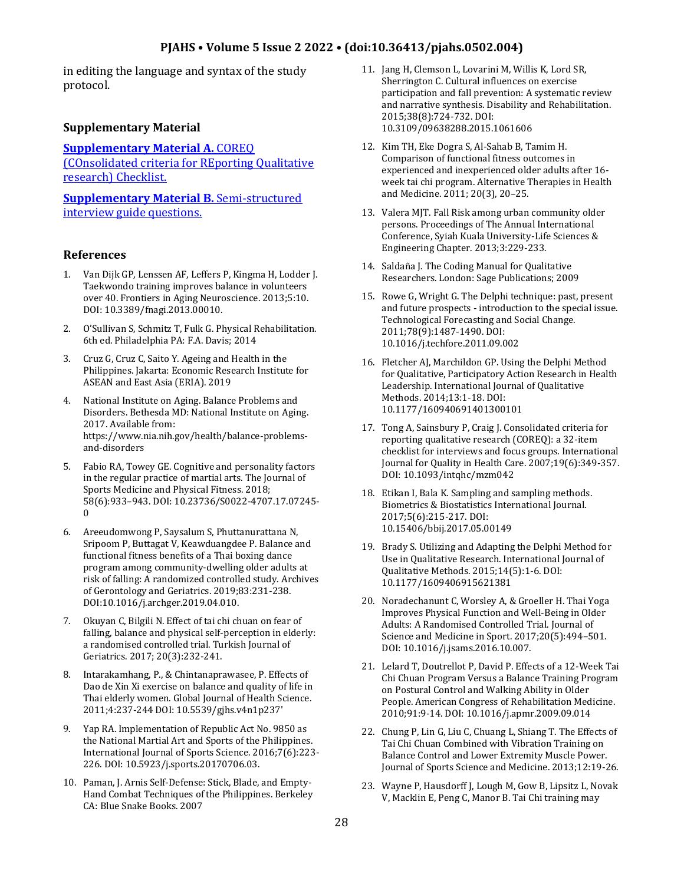in editing the language and syntax of the study protocol.

## Supplementary Material

**Supplementary Material A.** COREQ (COnsolidated criteria for REporting Qualitative research) Checklist.

**Supplementary Material B.** Semi-structured interview guide questions.

## References

1. Van Dijk GP, Lenssen AF, Leffers P, Kingma H, Lodder J. Taekwondo training improves balance in volunteers over 40. Frontiers in Aging Neuroscience. 2013;5:10. DOI: 10.3389/fnagi.2013.00010.
2. O'Sullivan S, Schmitz T, Fulk G. Physical Rehabilitation. 6th ed. Philadelphia PA: F.A. Davis; 2014
3. Cruz G, Cruz C, Saito Y. Ageing and Health in the Philippines. Jakarta: Economic Research Institute for ASEAN and East Asia (ERIA). 2019
4. National Institute on Aging. Balance Problems and Disorders. Bethesda MD: National Institute on Aging. 2017. Available from: https://www.nia.nih.gov/health/balance-problems-and-disorders
5. Fabio RA, Towey GE. Cognitive and personality factors in the regular practice of martial arts. The Journal of Sports Medicine and Physical Fitness. 2018; 58(6):933–943. DOI: 10.23736/S0022-4707.17.07245-0
6. Areeudomwong P, Saysalum S, Phuttanurattana N, Sripoom P, Buttagat V, Keawduangdee P. Balance and functional fitness benefits of a Thai boxing dance program among community-dwelling older adults at risk of falling: A randomized controlled study. Archives of Gerontology and Geriatrics. 2019;83:231-238. DOI:10.1016/j.archger.2019.04.010.
7. Okuyan C, Bilgili N. Effect of tai chi chuan on fear of falling, balance and physical self-perception in elderly: a randomised controlled trial. Turkish Journal of Geriatrics. 2017; 20(3):232-241.
8. Intarakamhang, P., & Chintanaprawasee, P. Effects of Dao de Xin Xi exercise on balance and quality of life in Thai elderly women. Global Journal of Health Science. 2011;4:237-244 DOI: 10.5539/gjhs.v4n1p237'
9. Yap RA. Implementation of Republic Act No. 9850 as the National Martial Art and Sports of the Philippines. International Journal of Sports Science. 2016;7(6):223-226. DOI: 10.5923/j.sports.20170706.03.
10. Paman, J. Arnis Self-Defense: Stick, Blade, and Empty-Hand Combat Techniques of the Philippines. Berkeley CA: Blue Snake Books. 2007
11. Jang H, Clemson L, Lovarini M, Willis K, Lord SR, Sherrington C. Cultural influences on exercise participation and fall prevention: A systematic review and narrative synthesis. Disability and Rehabilitation. 2015;38(8):724-732. DOI: 10.3109/09638288.2015.1061606
12. Kim TH, Eke Dogra S, Al-Sahab B, Tamim H. Comparison of functional fitness outcomes in experienced and inexperienced older adults after 16-week tai chi program. Alternative Therapies in Health and Medicine. 2011; 20(3), 20–25.
13. Valera MJT. Fall Risk among urban community older persons. Proceedings of The Annual International Conference, Syiah Kuala University-Life Sciences & Engineering Chapter. 2013;3:229-233.
14. Saldaña J. The Coding Manual for Qualitative Researchers. London: Sage Publications; 2009
15. Rowe G, Wright G. The Delphi technique: past, present and future prospects - introduction to the special issue. Technological Forecasting and Social Change. 2011;78(9):1487-1490. DOI: 10.1016/j.techfore.2011.09.002
16. Fletcher AJ, Marchildon GP. Using the Delphi Method for Qualitative, Participatory Action Research in Health Leadership. International Journal of Qualitative Methods. 2014;13:1-18. DOI: 10.1177/160940691401300101
17. Tong A, Sainsbury P, Craig J. Consolidated criteria for reporting qualitative research (COREQ): a 32-item checklist for interviews and focus groups. International Journal for Quality in Health Care. 2007;19(6):349-357. DOI: 10.1093/intqhc/mzm042
18. Etikan I, Bala K. Sampling and sampling methods. Biometrics & Biostatistics International Journal. 2017;5(6):215-217. DOI: 10.15406/bbij.2017.05.00149
19. Brady S. Utilizing and Adapting the Delphi Method for Use in Qualitative Research. International Journal of Qualitative Methods. 2015;14(5):1-6. DOI: 10.1177/1609406915621381
20. Noradechanunt C, Worsley A, & Groeller H. Thai Yoga Improves Physical Function and Well-Being in Older Adults: A Randomised Controlled Trial. Journal of Science and Medicine in Sport. 2017;20(5):494–501. DOI: 10.1016/j.jsams.2016.10.007.
21. Lelard T, Doutrellot P, David P. Effects of a 12-Week Tai Chi Chuan Program Versus a Balance Training Program on Postural Control and Walking Ability in Older People. American Congress of Rehabilitation Medicine. 2010;91:9-14. DOI: 10.1016/j.apmr.2009.09.014
22. Chung P, Lin G, Liu C, Chuang L, Shiang T. The Effects of Tai Chi Chuan Combined with Vibration Training on Balance Control and Lower Extremity Muscle Power. Journal of Sports Science and Medicine. 2013;12:19-26.
23. Wayne P, Hausdorff J, Lough M, Gow B, Lipsitz L, Novak V, Macklin E, Peng C, Manor B. Tai Chi training may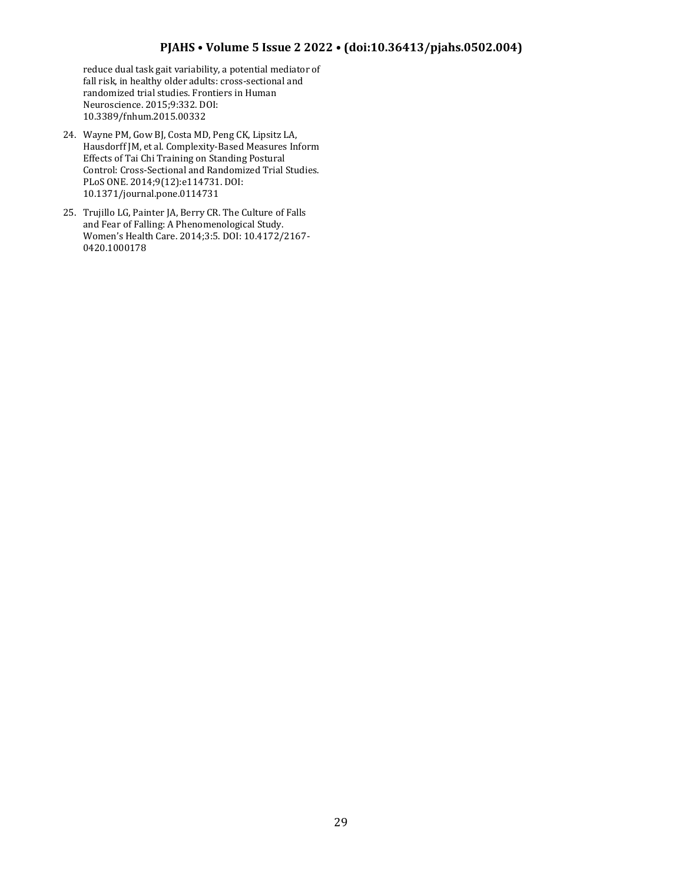reduce dual task gait variability, a potential mediator of fall risk, in healthy older adults: cross-sectional and randomized trial studies. Frontiers in Human Neuroscience. 2015;9:332. DOI: 10.3389/fnhum.2015.00332

24. Wayne PM, Gow BJ, Costa MD, Peng CK, Lipsitz LA, Hausdorff JM, et al. Complexity-Based Measures Inform Effects of Tai Chi Training on Standing Postural Control: Cross-Sectional and Randomized Trial Studies. PLoS ONE. 2014;9(12):e114731. DOI: 10.1371/journal.pone.0114731

25. Trujillo LG, Painter JA, Berry CR. The Culture of Falls and Fear of Falling: A Phenomenological Study. Women's Health Care. 2014;3:5. DOI: 10.4172/2167-0420.1000178